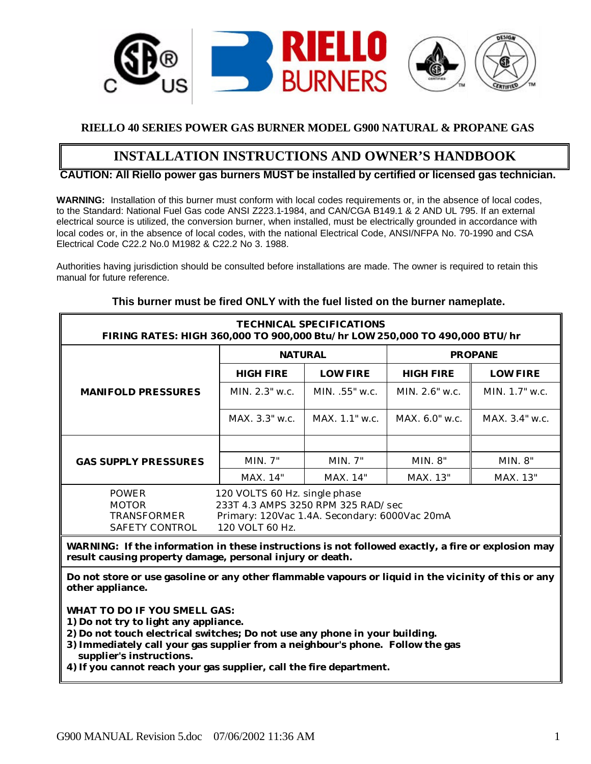## RIELLO 40 SERIES POWER GAS BURNER MODEL G900 NATURAL & PROPANE GAS

# INSTALLATION INSTRUCTIONS AND OWNER'S HANDBOOK

**CAUTION: All Riello power gas burners MUST be installed by certified or licensed gas technician.**

**WARNING:** Installation of this burner must conform with local codes requirements or, in the absence of local codes, to the Standard: National Fuel Gas code ANSI Z223.1-1984, and CAN/CGA B149.1 & 2 AND UL 795. If an external electrical source is utilized, the conversion burner, when installed, must be electrically grounded in accordance with local codes or, in the absence of local codes, with the national Electrical Code, ANSI/NFPA No. 70-1990 and CSA Electrical Code C22.2 No.0 M1982 & C22.2 No 3. 1988.

Authorities having jurisdiction should be consulted before installations are made. The owner is required to retain this manual for future reference.

**This burner must be fired ONLY with the fuel listed on the burner nameplate.**

**TECHNICAL SPECIFICATIONS**
**FIRING RATES: HIGH 360,000 TO 900,000 Btu/hr LOW 250,000 TO 490,000 BTU/hr**

| | NATURAL | | PROPANE | |
|---|---|---|---|---|
| | **HIGH FIRE** | **LOW FIRE** | **HIGH FIRE** | **LOW FIRE** |
| **MANIFOLD PRESSURES** | MIN. 2.3" w.c. | MIN. .55" w.c. | MIN. 2.6" w.c. | MIN. 1.7" w.c. |
| | MAX. 3.3" w.c. | MAX. 1.1" w.c. | MAX. 6.0" w.c. | MAX. 3.4" w.c. |
| **GAS SUPPLY PRESSURES** | MIN. 7" | MIN. 7" | MIN. 8" | MIN. 8" |
| | MAX. 14" | MAX. 14" | MAX. 13" | MAX. 13" |

| | |
|---|---|
| POWER | 120 VOLTS 60 Hz. single phase |
| MOTOR | 233T 4.3 AMPS 3250 RPM 325 RAD/sec |
| TRANSFORMER | Primary: 120Vac 1.4A. Secondary: 6000Vac 20mA |
| SAFETY CONTROL | 120 VOLT 60 Hz. |

**WARNING: If the information in these instructions is not followed exactly, a fire or explosion may result causing property damage, personal injury or death.**

**Do not store or use gasoline or any other flammable vapours or liquid in the vicinity of this or any other appliance.**

**WHAT TO DO IF YOU SMELL GAS:**

1. **Do not try to light any appliance.**
2. **Do not touch electrical switches; Do not use any phone in your building.**
3. **Immediately call your gas supplier from a neighbour's phone. Follow the gas supplier's instructions.**
4. **If you cannot reach your gas supplier, call the fire department.**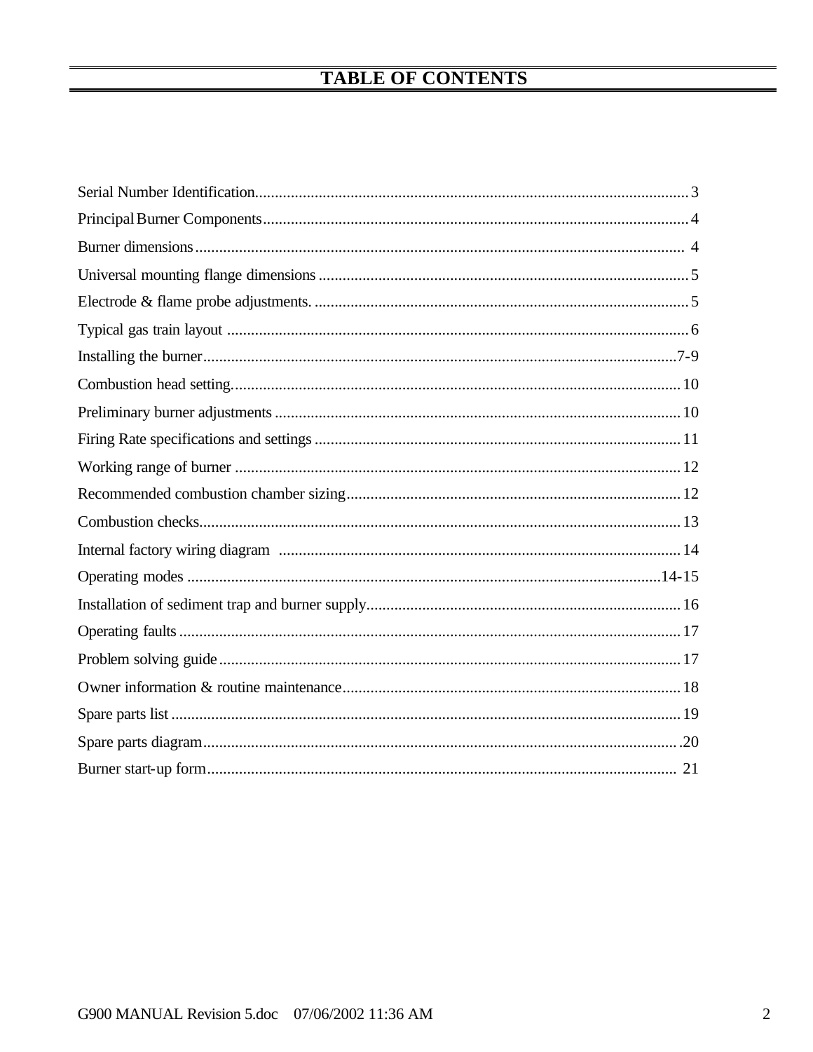# TABLE OF CONTENTS

Serial Number Identification............................................................................................................3

Principal Burner Components..........................................................................................................4

Burner dimensions.......................................................................................................................... 4

Universal mounting flange dimensions............................................................................................5

Electrode & flame probe adjustments.............................................................................................5

Typical gas train layout ...................................................................................................................6

Installing the burner.......................................................................................................................7-9

Combustion head setting................................................................................................................10

Preliminary burner adjustments.....................................................................................................10

Firing Rate specifications and settings...........................................................................................11

Working range of burner ...............................................................................................................12

Recommended combustion chamber sizing...................................................................................12

Combustion checks........................................................................................................................13

Internal factory wiring diagram ....................................................................................................14

Operating modes .......................................................................................................................14-15

Installation of sediment trap and burner supply..............................................................................16

Operating faults.............................................................................................................................17

Problem solving guide...................................................................................................................17

Owner information & routine maintenance....................................................................................18

Spare parts list...............................................................................................................................19

Spare parts diagram.......................................................................................................................20

Burner start-up form..................................................................................................................... 21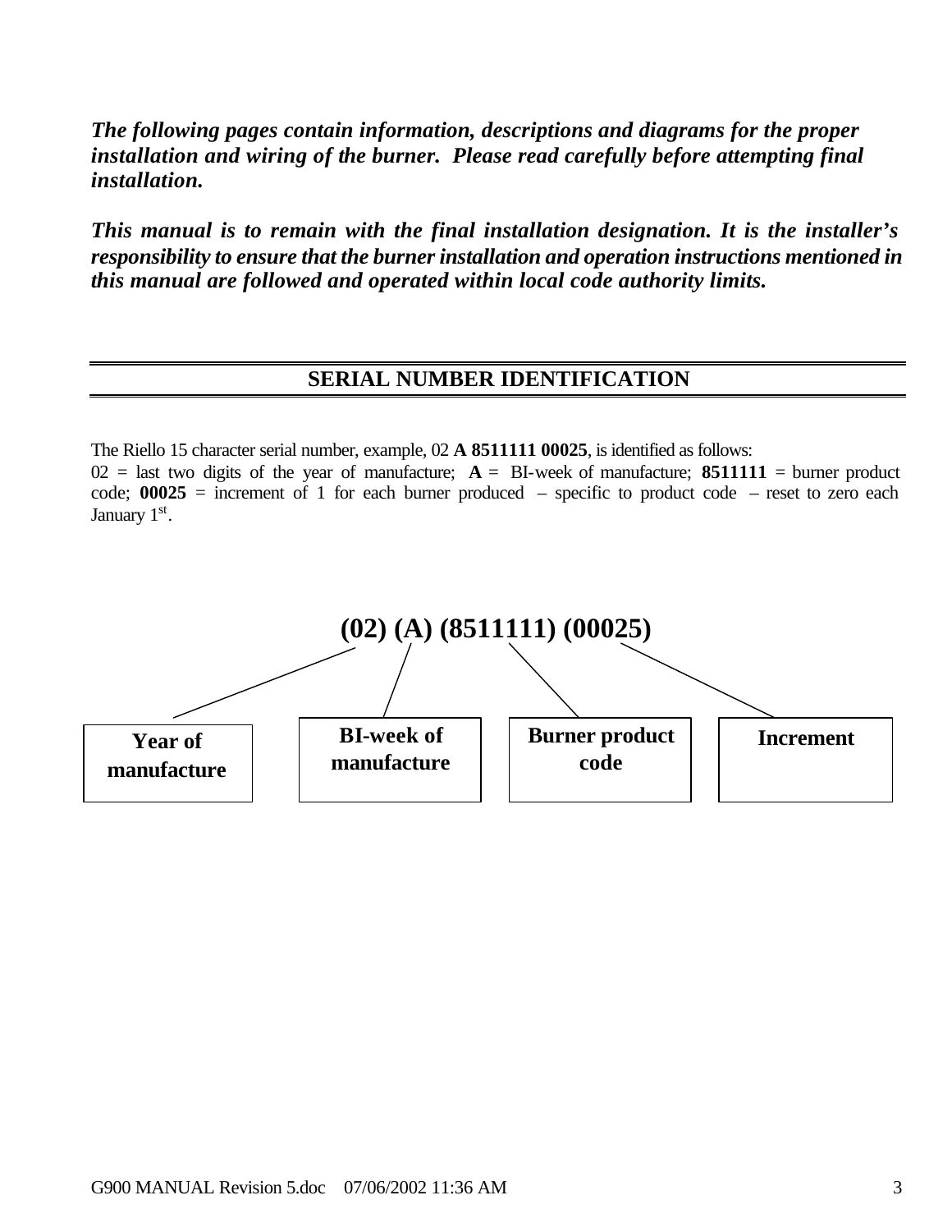***The following pages contain information, descriptions and diagrams for the proper installation and wiring of the burner. Please read carefully before attempting final installation.***

***This manual is to remain with the final installation designation. It is the installer's responsibility to ensure that the burner installation and operation instructions mentioned in this manual are followed and operated within local code authority limits.***

## SERIAL NUMBER IDENTIFICATION

The Riello 15 character serial number, example, 02 **A 8511111 00025**, is identified as follows:
02 = last two digits of the year of manufacture; **A** = BI-week of manufacture; **8511111** = burner product code; **00025** = increment of 1 for each burner produced – specific to product code – reset to zero each January 1st.

**(02) (A) (8511111) (00025)**

| (02) | (A) | (8511111) | (00025) |
|---|---|---|---|
| **Year of manufacture** | **BI-week of manufacture** | **Burner product code** | **Increment** |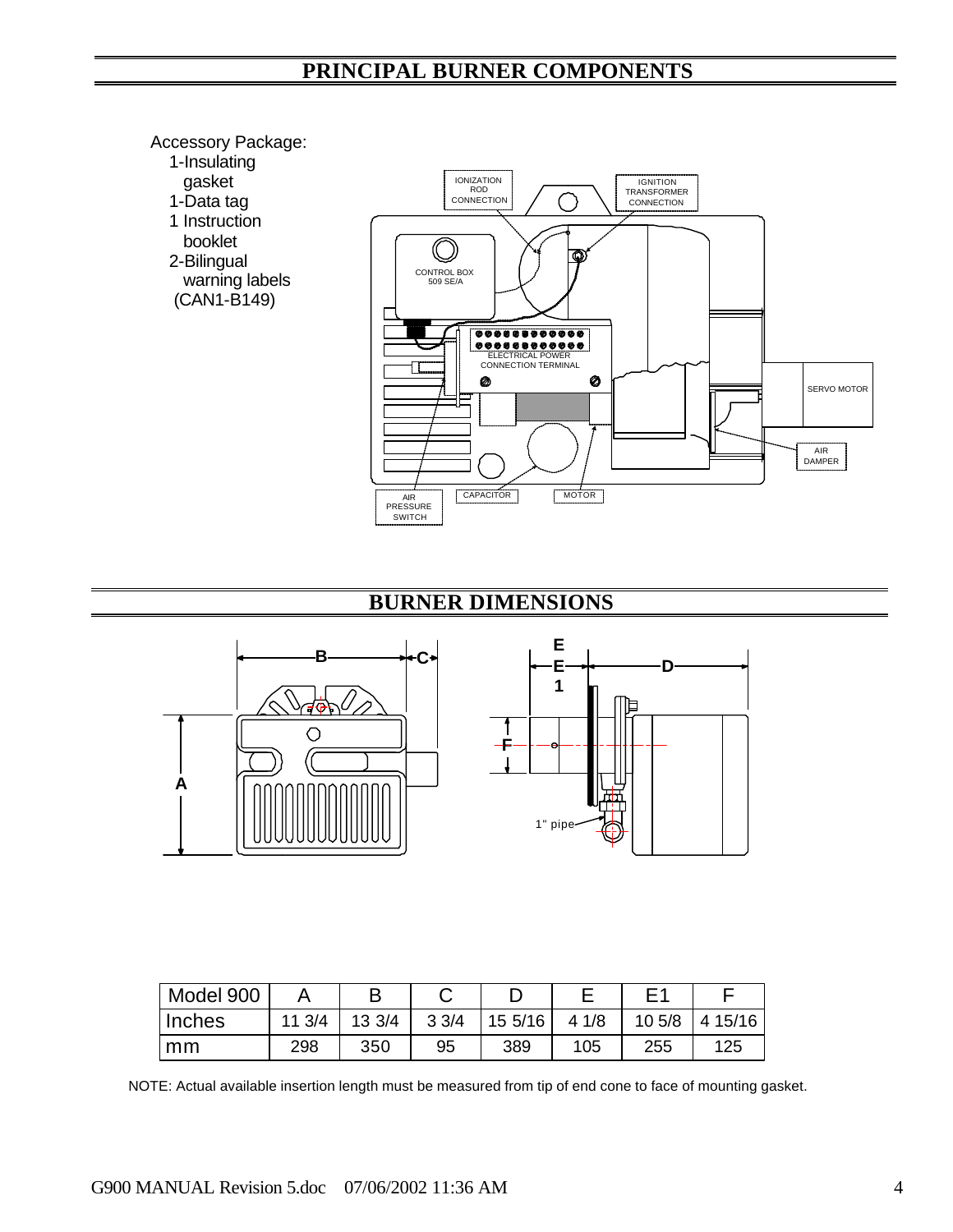## PRINCIPAL BURNER COMPONENTS

Accessory Package:
- 1-Insulating gasket
- 1-Data tag
- 1 Instruction booklet
- 2-Bilingual warning labels (CAN1-B149)

IONIZATION ROD CONNECTION

IGNITION TRANSFORMER CONNECTION

CONTROL BOX 509 SE/A

ELECTRICAL POWER CONNECTION TERMINAL

SERVO MOTOR

AIR DAMPER

AIR PRESSURE SWITCH

CAPACITOR

MOTOR

## BURNER DIMENSIONS

1" pipe

| Model 900 | A | B | C | D | E | E1 | F |
|---|---|---|---|---|---|---|---|
| Inches | 11 3/4 | 13 3/4 | 3 3/4 | 15 5/16 | 4 1/8 | 10 5/8 | 4 15/16 |
| mm | 298 | 350 | 95 | 389 | 105 | 255 | 125 |

NOTE: Actual available insertion length must be measured from tip of end cone to face of mounting gasket.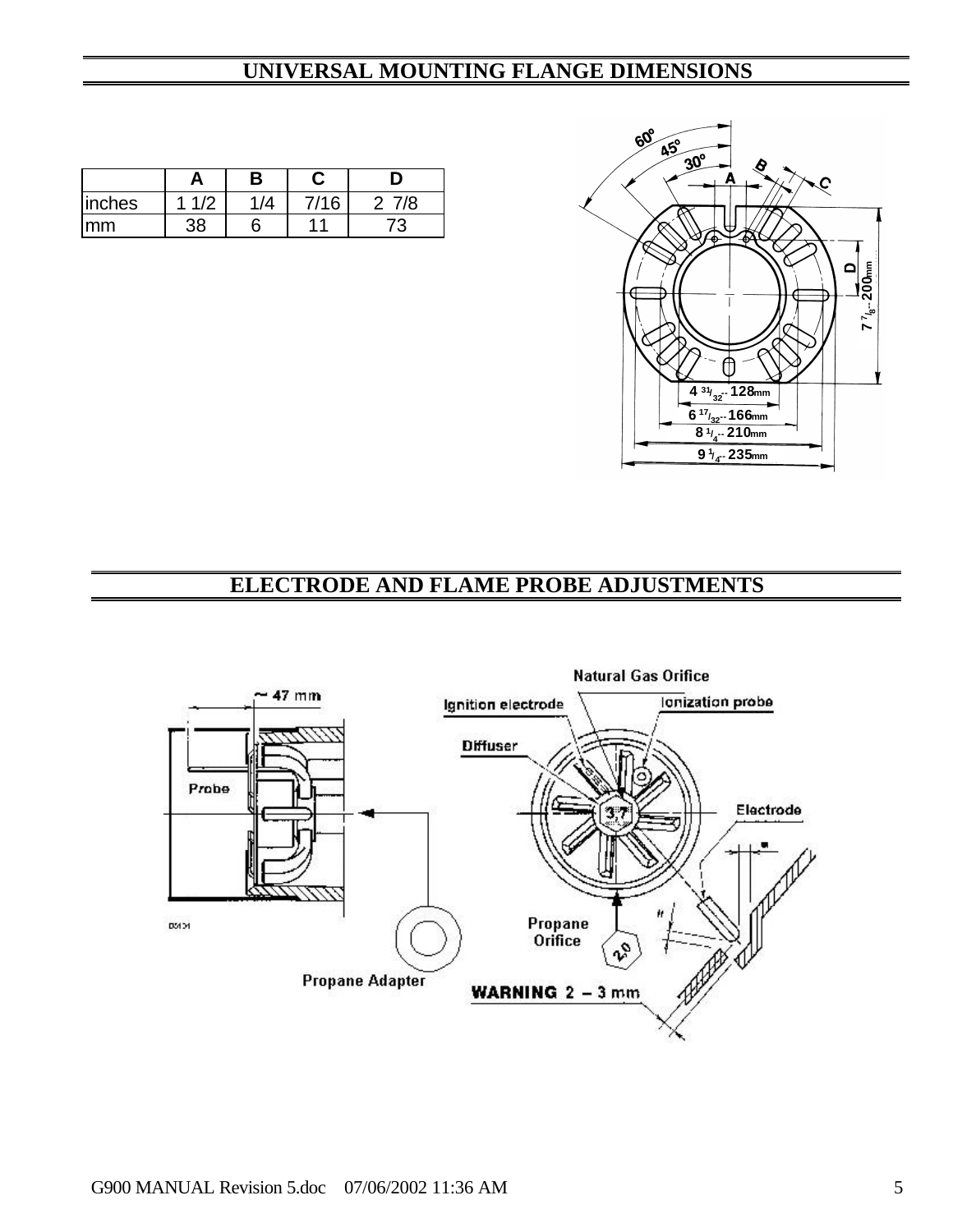## UNIVERSAL MOUNTING FLANGE DIMENSIONS

| | A | B | C | D |
|---|---|---|---|---|
| inches | 1 1/2 | 1/4 | 7/16 | 2 7/8 |
| mm | 38 | 6 | 11 | 73 |

## ELECTRODE AND FLAME PROBE ADJUSTMENTS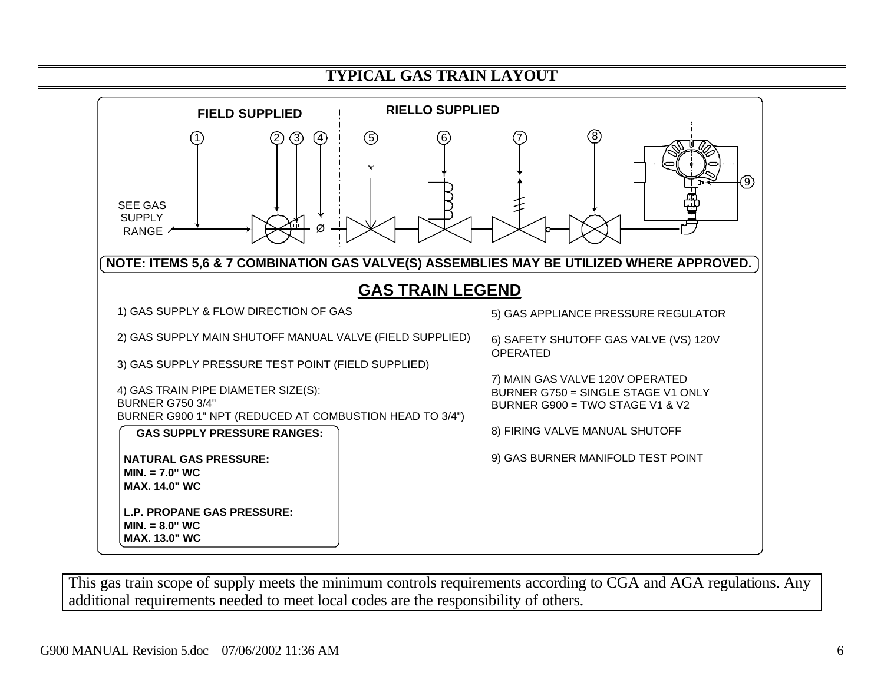# TYPICAL GAS TRAIN LAYOUT

**FIELD SUPPLIED** | **RIELLO SUPPLIED**

SEE GAS SUPPLY RANGE

**NOTE: ITEMS 5,6 & 7 COMBINATION GAS VALVE(S) ASSEMBLIES MAY BE UTILIZED WHERE APPROVED.**

## GAS TRAIN LEGEND

1) GAS SUPPLY & FLOW DIRECTION OF GAS

2) GAS SUPPLY MAIN SHUTOFF MANUAL VALVE (FIELD SUPPLIED)

3) GAS SUPPLY PRESSURE TEST POINT (FIELD SUPPLIED)

4) GAS TRAIN PIPE DIAMETER SIZE(S):
BURNER G750 3/4"
BURNER G900 1" NPT (REDUCED AT COMBUSTION HEAD TO 3/4")

5) GAS APPLIANCE PRESSURE REGULATOR

6) SAFETY SHUTOFF GAS VALVE (VS) 120V OPERATED

7) MAIN GAS VALVE 120V OPERATED
BURNER G750 = SINGLE STAGE V1 ONLY
BURNER G900 = TWO STAGE V1 & V2

8) FIRING VALVE MANUAL SHUTOFF

9) GAS BURNER MANIFOLD TEST POINT

**GAS SUPPLY PRESSURE RANGES:**

**NATURAL GAS PRESSURE:**
**MIN. = 7.0" WC**
**MAX. 14.0" WC**

**L.P. PROPANE GAS PRESSURE:**
**MIN. = 8.0" WC**
**MAX. 13.0" WC**

This gas train scope of supply meets the minimum controls requirements according to CGA and AGA regulations. Any additional requirements needed to meet local codes are the responsibility of others.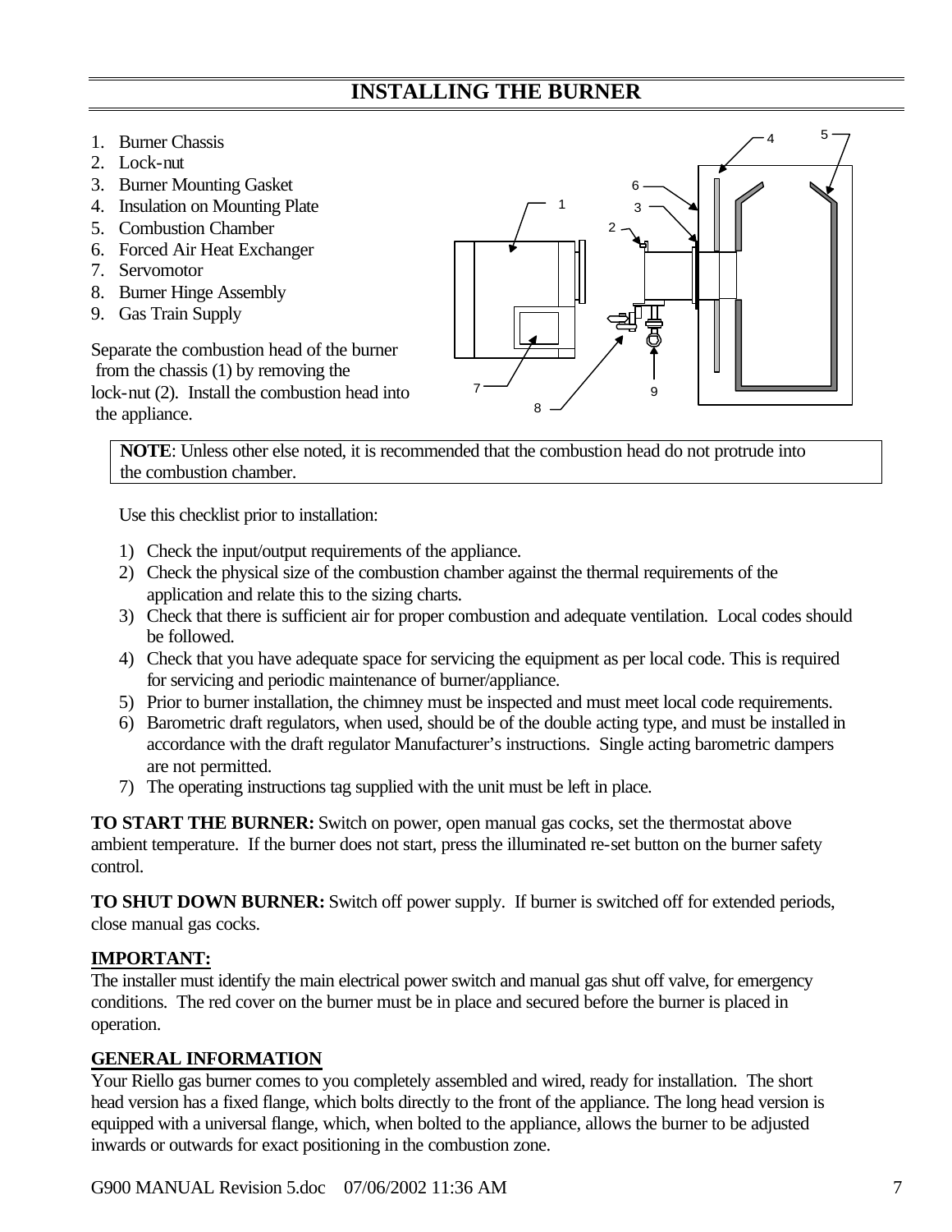# INSTALLING THE BURNER

1. Burner Chassis
2. Lock-nut
3. Burner Mounting Gasket
4. Insulation on Mounting Plate
5. Combustion Chamber
6. Forced Air Heat Exchanger
7. Servomotor
8. Burner Hinge Assembly
9. Gas Train Supply

Separate the combustion head of the burner from the chassis (1) by removing the lock-nut (2). Install the combustion head into the appliance.

**NOTE**: Unless other else noted, it is recommended that the combustion head do not protrude into the combustion chamber.

Use this checklist prior to installation:

1) Check the input/output requirements of the appliance.
2) Check the physical size of the combustion chamber against the thermal requirements of the application and relate this to the sizing charts.
3) Check that there is sufficient air for proper combustion and adequate ventilation. Local codes should be followed.
4) Check that you have adequate space for servicing the equipment as per local code. This is required for servicing and periodic maintenance of burner/appliance.
5) Prior to burner installation, the chimney must be inspected and must meet local code requirements.
6) Barometric draft regulators, when used, should be of the double acting type, and must be installed in accordance with the draft regulator Manufacturer's instructions. Single acting barometric dampers are not permitted.
7) The operating instructions tag supplied with the unit must be left in place.

**TO START THE BURNER:** Switch on power, open manual gas cocks, set the thermostat above ambient temperature. If the burner does not start, press the illuminated re-set button on the burner safety control.

**TO SHUT DOWN BURNER:** Switch off power supply. If burner is switched off for extended periods, close manual gas cocks.

**IMPORTANT:**

The installer must identify the main electrical power switch and manual gas shut off valve, for emergency conditions. The red cover on the burner must be in place and secured before the burner is placed in operation.

**GENERAL INFORMATION**

Your Riello gas burner comes to you completely assembled and wired, ready for installation. The short head version has a fixed flange, which bolts directly to the front of the appliance. The long head version is equipped with a universal flange, which, when bolted to the appliance, allows the burner to be adjusted inwards or outwards for exact positioning in the combustion zone.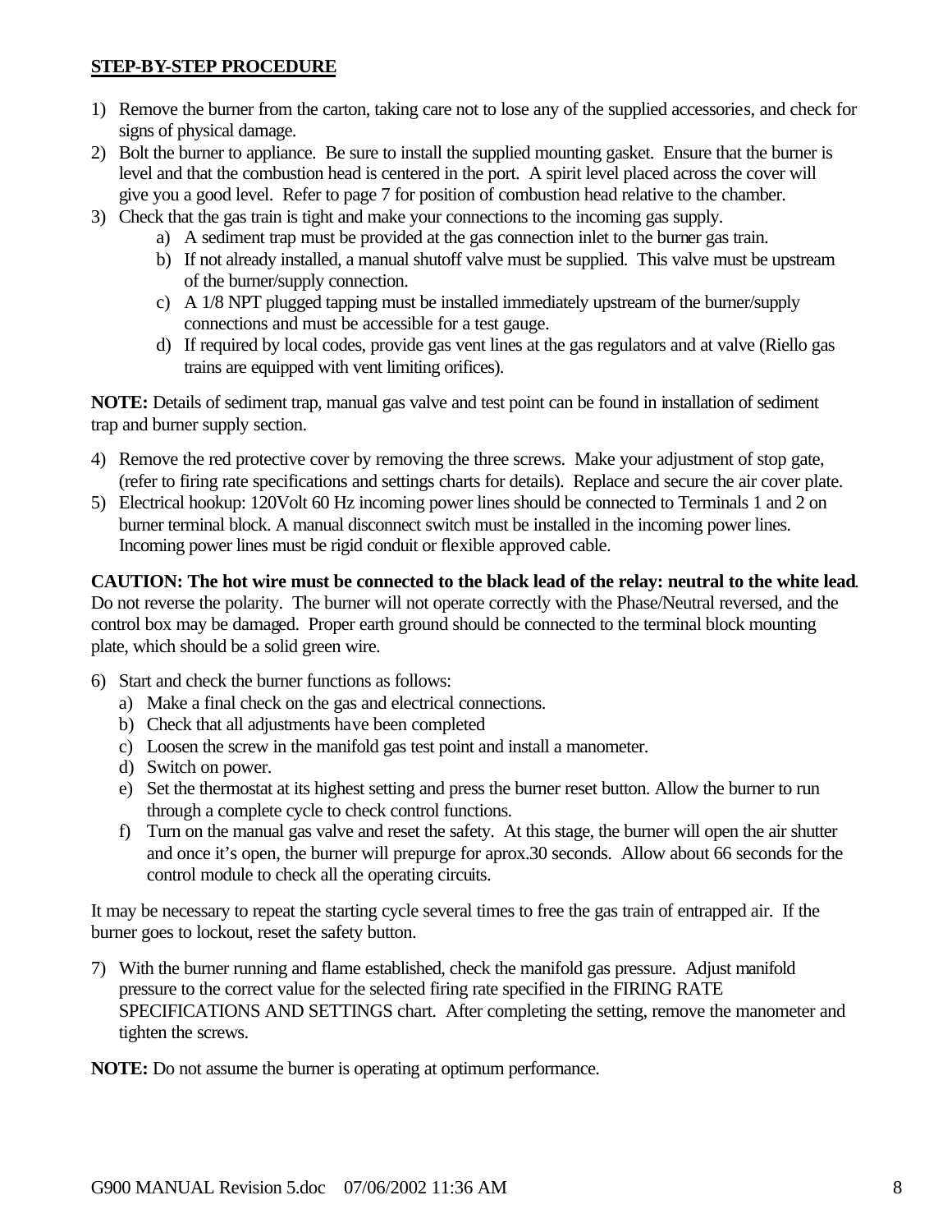**STEP-BY-STEP PROCEDURE**

1) Remove the burner from the carton, taking care not to lose any of the supplied accessories, and check for signs of physical damage.
2) Bolt the burner to appliance. Be sure to install the supplied mounting gasket. Ensure that the burner is level and that the combustion head is centered in the port. A spirit level placed across the cover will give you a good level. Refer to page 7 for position of combustion head relative to the chamber.
3) Check that the gas train is tight and make your connections to the incoming gas supply.
   a) A sediment trap must be provided at the gas connection inlet to the burner gas train.
   b) If not already installed, a manual shutoff valve must be supplied. This valve must be upstream of the burner/supply connection.
   c) A 1/8 NPT plugged tapping must be installed immediately upstream of the burner/supply connections and must be accessible for a test gauge.
   d) If required by local codes, provide gas vent lines at the gas regulators and at valve (Riello gas trains are equipped with vent limiting orifices).

**NOTE:** Details of sediment trap, manual gas valve and test point can be found in installation of sediment trap and burner supply section.

4) Remove the red protective cover by removing the three screws. Make your adjustment of stop gate, (refer to firing rate specifications and settings charts for details). Replace and secure the air cover plate.
5) Electrical hookup: 120Volt 60 Hz incoming power lines should be connected to Terminals 1 and 2 on burner terminal block. A manual disconnect switch must be installed in the incoming power lines. Incoming power lines must be rigid conduit or flexible approved cable.

**CAUTION: The hot wire must be connected to the black lead of the relay: neutral to the white lead**. Do not reverse the polarity. The burner will not operate correctly with the Phase/Neutral reversed, and the control box may be damaged. Proper earth ground should be connected to the terminal block mounting plate, which should be a solid green wire.

6) Start and check the burner functions as follows:
   a) Make a final check on the gas and electrical connections.
   b) Check that all adjustments have been completed
   c) Loosen the screw in the manifold gas test point and install a manometer.
   d) Switch on power.
   e) Set the thermostat at its highest setting and press the burner reset button. Allow the burner to run through a complete cycle to check control functions.
   f) Turn on the manual gas valve and reset the safety. At this stage, the burner will open the air shutter and once it's open, the burner will prepurge for aprox.30 seconds. Allow about 66 seconds for the control module to check all the operating circuits.

It may be necessary to repeat the starting cycle several times to free the gas train of entrapped air. If the burner goes to lockout, reset the safety button.

7) With the burner running and flame established, check the manifold gas pressure. Adjust manifold pressure to the correct value for the selected firing rate specified in the FIRING RATE SPECIFICATIONS AND SETTINGS chart. After completing the setting, remove the manometer and tighten the screws.

**NOTE:** Do not assume the burner is operating at optimum performance.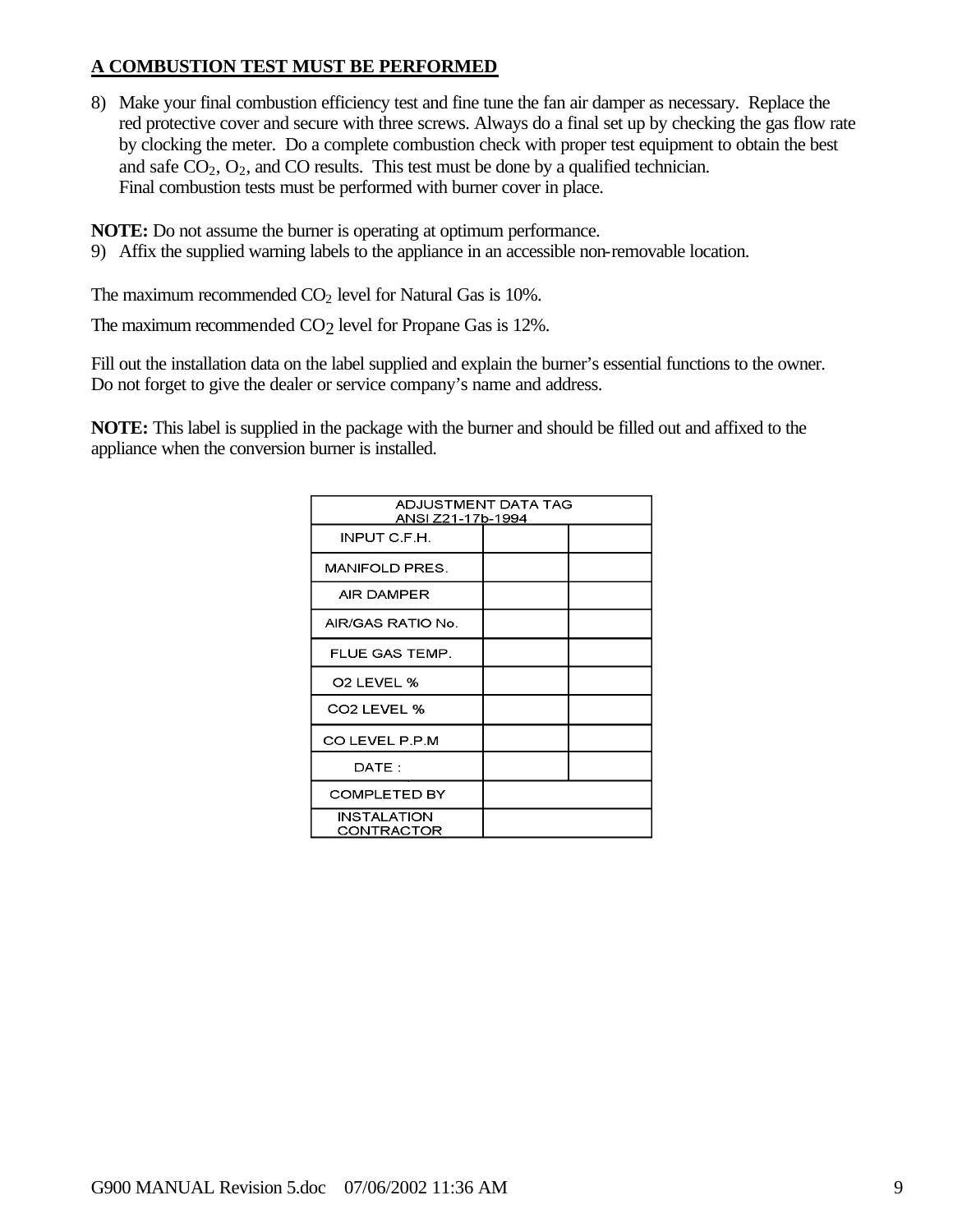**A COMBUSTION TEST MUST BE PERFORMED**

8) Make your final combustion efficiency test and fine tune the fan air damper as necessary. Replace the red protective cover and secure with three screws. Always do a final set up by checking the gas flow rate by clocking the meter. Do a complete combustion check with proper test equipment to obtain the best and safe $CO_2$, $O_2$, and CO results. This test must be done by a qualified technician.
   Final combustion tests must be performed with burner cover in place.

**NOTE:** Do not assume the burner is operating at optimum performance.

9) Affix the supplied warning labels to the appliance in an accessible non-removable location.

The maximum recommended $CO_2$ level for Natural Gas is 10%.

The maximum recommended $CO_2$ level for Propane Gas is 12%.

Fill out the installation data on the label supplied and explain the burner's essential functions to the owner. Do not forget to give the dealer or service company's name and address.

**NOTE:** This label is supplied in the package with the burner and should be filled out and affixed to the appliance when the conversion burner is installed.

| ADJUSTMENT DATA TAG ANSI Z21-17b-1994 | | |
|---|---|---|
| INPUT C.F.H. | | |
| MANIFOLD PRES. | | |
| AIR DAMPER | | |
| AIR/GAS RATIO No. | | |
| FLUE GAS TEMP. | | |
| O2 LEVEL % | | |
| CO2 LEVEL % | | |
| CO LEVEL P.P.M | | |
| DATE : | | |
| COMPLETED BY | | |
| INSTALATION CONTRACTOR | | |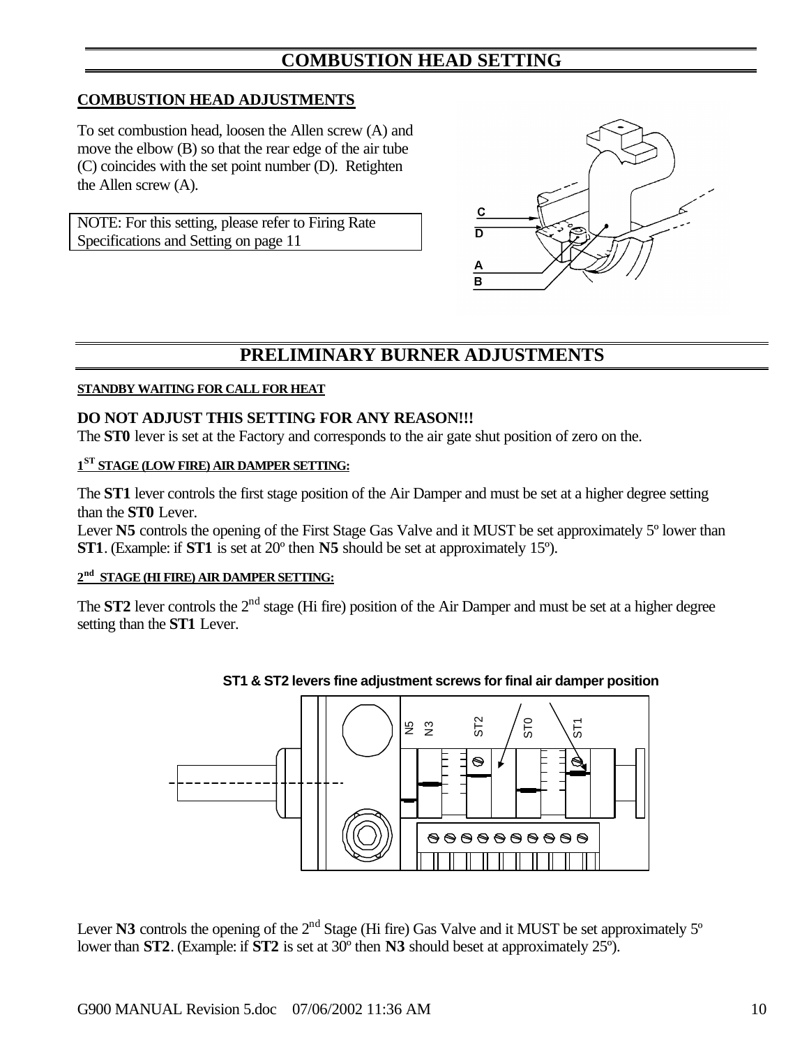# COMBUSTION HEAD SETTING

## COMBUSTION HEAD ADJUSTMENTS

To set combustion head, loosen the Allen screw (A) and move the elbow (B) so that the rear edge of the air tube (C) coincides with the set point number (D). Retighten the Allen screw (A).

NOTE: For this setting, please refer to Firing Rate Specifications and Setting on page 11

C
D
A
B

# PRELIMINARY BURNER ADJUSTMENTS

**STANDBY WAITING FOR CALL FOR HEAT**

**DO NOT ADJUST THIS SETTING FOR ANY REASON!!!**

The **ST0** lever is set at the Factory and corresponds to the air gate shut position of zero on the.

**1ST STAGE (LOW FIRE) AIR DAMPER SETTING:**

The **ST1** lever controls the first stage position of the Air Damper and must be set at a higher degree setting than the **ST0** Lever.

Lever **N5** controls the opening of the First Stage Gas Valve and it MUST be set approximately 5º lower than **ST1**. (Example: if **ST1** is set at 20º then **N5** should be set at approximately 15º).

**2nd STAGE (HI FIRE) AIR DAMPER SETTING:**

The **ST2** lever controls the 2nd stage (Hi fire) position of the Air Damper and must be set at a higher degree setting than the **ST1** Lever.

**ST1 & ST2 levers fine adjustment screws for final air damper position**

N5 N3 ST2 ST0 ST1

Lever **N3** controls the opening of the 2nd Stage (Hi fire) Gas Valve and it MUST be set approximately 5º lower than **ST2**. (Example: if **ST2** is set at 30º then **N3** should beset at approximately 25º).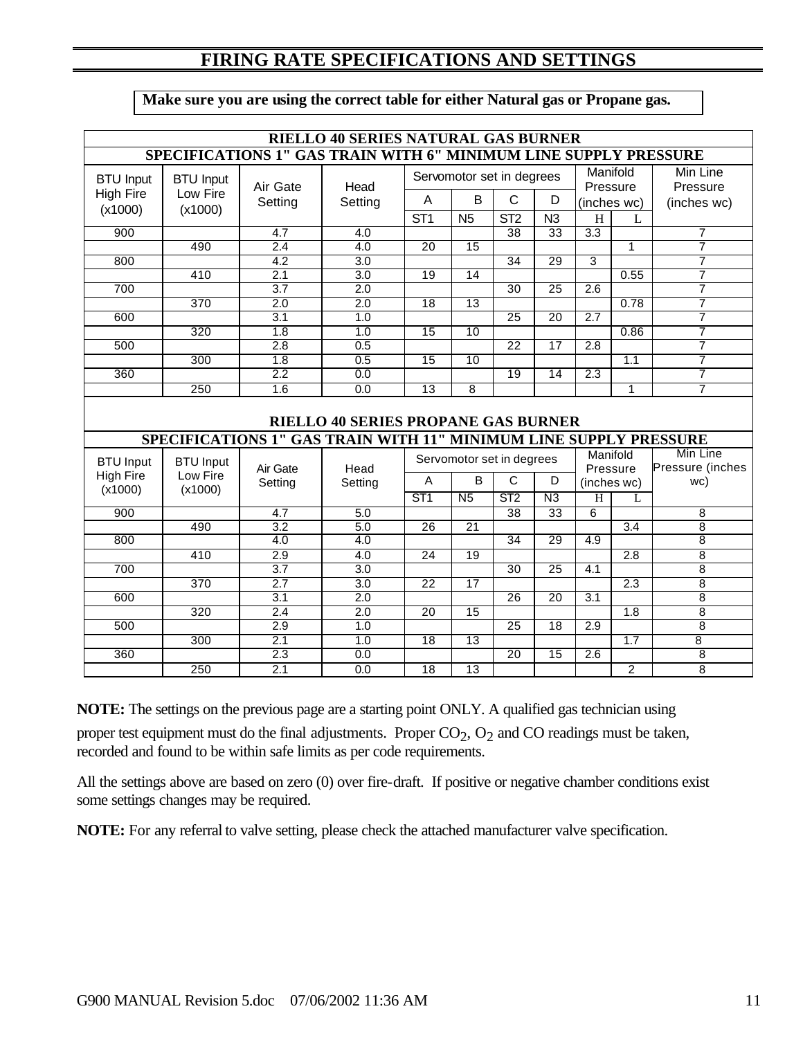# FIRING RATE SPECIFICATIONS AND SETTINGS

**Make sure you are using the correct table for either Natural gas or Propane gas.**

| RIELLO 40 SERIES NATURAL GAS BURNER SPECIFICATIONS 1" GAS TRAIN WITH 6" MINIMUM LINE SUPPLY PRESSURE | | | | | | | | | | |
|---|---|---|---|---|---|---|---|---|---|---|
| BTU Input High Fire (x1000) | BTU Input Low Fire (x1000) | Air Gate Setting | Head Setting | Servomotor set in degrees | | | | Manifold Pressure (inches wc) | | Min Line Pressure (inches wc) |
| | | | | A | B | C | D | | | |
| | | | | ST1 | N5 | ST2 | N3 | H | L | |
| 900 | | 4.7 | 4.0 | | | 38 | 33 | 3.3 | | 7 |
| | 490 | 2.4 | 4.0 | 20 | 15 | | | | 1 | 7 |
| 800 | | 4.2 | 3.0 | | | 34 | 29 | 3 | | 7 |
| | 410 | 2.1 | 3.0 | 19 | 14 | | | | 0.55 | 7 |
| 700 | | 3.7 | 2.0 | | | 30 | 25 | 2.6 | | 7 |
| | 370 | 2.0 | 2.0 | 18 | 13 | | | | 0.78 | 7 |
| 600 | | 3.1 | 1.0 | | | 25 | 20 | 2.7 | | 7 |
| | 320 | 1.8 | 1.0 | 15 | 10 | | | | 0.86 | 7 |
| 500 | | 2.8 | 0.5 | | | 22 | 17 | 2.8 | | 7 |
| | 300 | 1.8 | 0.5 | 15 | 10 | | | | 1.1 | 7 |
| 360 | | 2.2 | 0.0 | | | 19 | 14 | 2.3 | | 7 |
| | 250 | 1.6 | 0.0 | 13 | 8 | | | | 1 | 7 |

| RIELLO 40 SERIES PROPANE GAS BURNER SPECIFICATIONS 1" GAS TRAIN WITH 11" MINIMUM LINE SUPPLY PRESSURE | | | | | | | | | | |
|---|---|---|---|---|---|---|---|---|---|---|
| BTU Input High Fire (x1000) | BTU Input Low Fire (x1000) | Air Gate Setting | Head Setting | Servomotor set in degrees | | | | Manifold Pressure (inches wc) | | Min Line Pressure (inches wc) |
| | | | | A | B | C | D | | | |
| | | | | ST1 | N5 | ST2 | N3 | H | L | |
| 900 | | 4.7 | 5.0 | | | 38 | 33 | 6 | | 8 |
| | 490 | 3.2 | 5.0 | 26 | 21 | | | | 3.4 | 8 |
| 800 | | 4.0 | 4.0 | | | 34 | 29 | 4.9 | | 8 |
| | 410 | 2.9 | 4.0 | 24 | 19 | | | | 2.8 | 8 |
| 700 | | 3.7 | 3.0 | | | 30 | 25 | 4.1 | | 8 |
| | 370 | 2.7 | 3.0 | 22 | 17 | | | | 2.3 | 8 |
| 600 | | 3.1 | 2.0 | | | 26 | 20 | 3.1 | | 8 |
| | 320 | 2.4 | 2.0 | 20 | 15 | | | | 1.8 | 8 |
| 500 | | 2.9 | 1.0 | | | 25 | 18 | 2.9 | | 8 |
| | 300 | 2.1 | 1.0 | 18 | 13 | | | | 1.7 | 8 |
| 360 | | 2.3 | 0.0 | | | 20 | 15 | 2.6 | | 8 |
| | 250 | 2.1 | 0.0 | 18 | 13 | | | | 2 | 8 |

**NOTE:** The settings on the previous page are a starting point ONLY. A qualified gas technician using proper test equipment must do the final adjustments. Proper $CO_2$, $O_2$ and CO readings must be taken, recorded and found to be within safe limits as per code requirements.

All the settings above are based on zero (0) over fire-draft. If positive or negative chamber conditions exist some settings changes may be required.

**NOTE:** For any referral to valve setting, please check the attached manufacturer valve specification.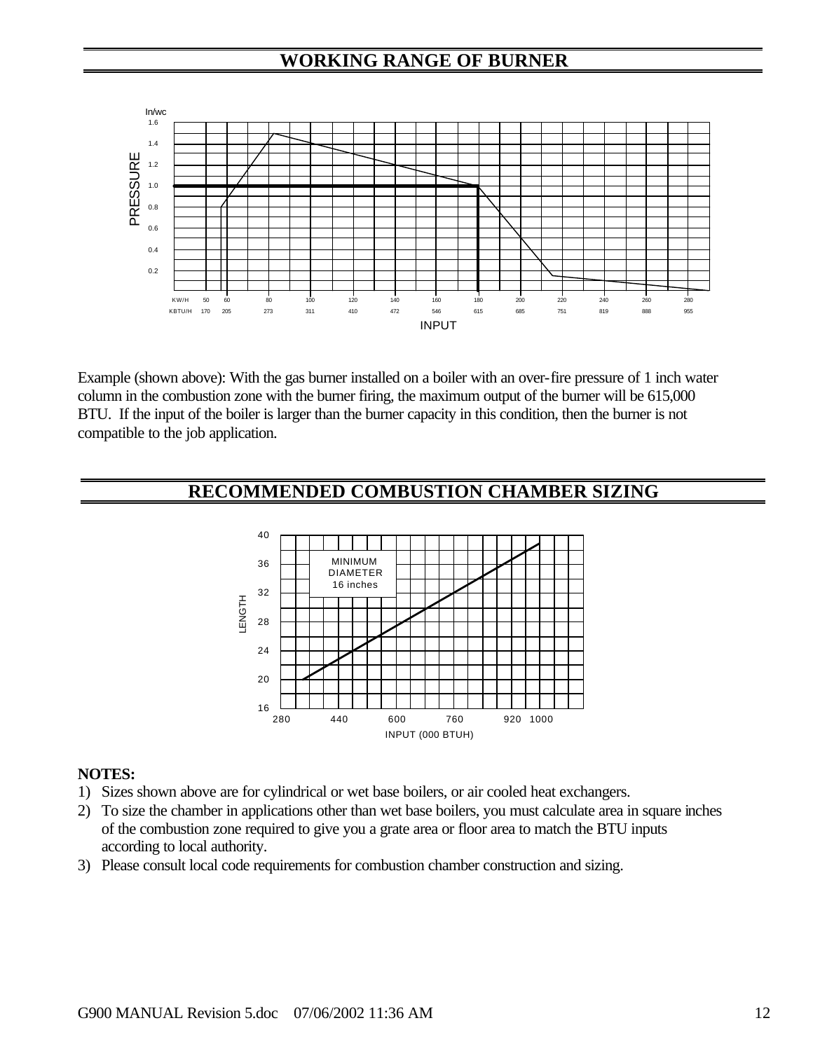## WORKING RANGE OF BURNER

Example (shown above): With the gas burner installed on a boiler with an over-fire pressure of 1 inch water column in the combustion zone with the burner firing, the maximum output of the burner will be 615,000 BTU. If the input of the boiler is larger than the burner capacity in this condition, then the burner is not compatible to the job application.

## RECOMMENDED COMBUSTION CHAMBER SIZING

**NOTES:**

1) Sizes shown above are for cylindrical or wet base boilers, or air cooled heat exchangers.
2) To size the chamber in applications other than wet base boilers, you must calculate area in square inches of the combustion zone required to give you a grate area or floor area to match the BTU inputs according to local authority.
3) Please consult local code requirements for combustion chamber construction and sizing.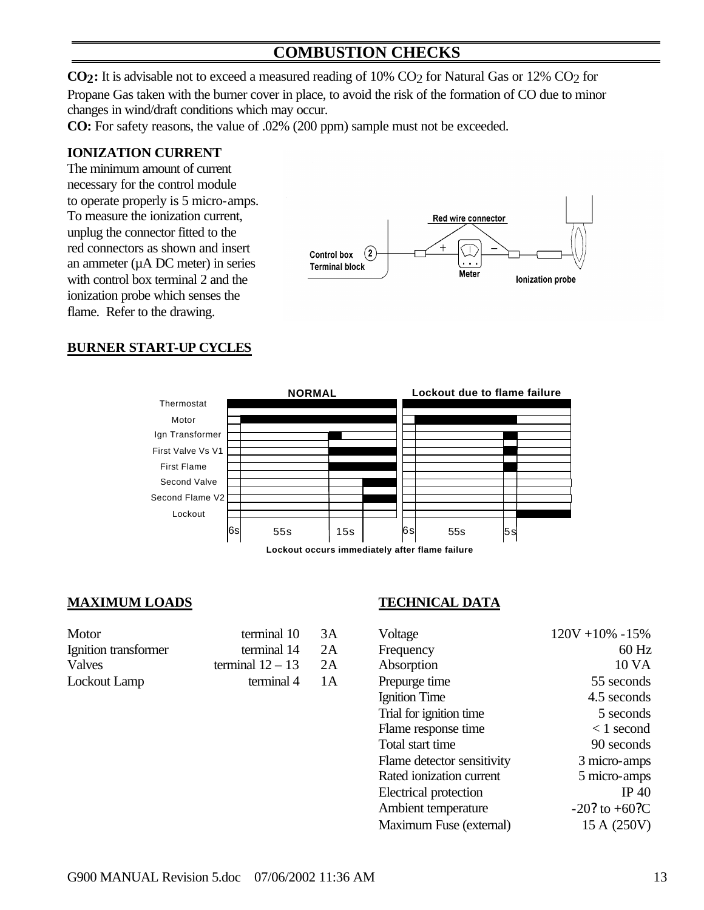## COMBUSTION CHECKS

**$CO_2$:** It is advisable not to exceed a measured reading of 10% $CO_2$ for Natural Gas or 12% $CO_2$ for Propane Gas taken with the burner cover in place, to avoid the risk of the formation of CO due to minor changes in wind/draft conditions which may occur.

**CO:** For safety reasons, the value of .02% (200 ppm) sample must not be exceeded.

### IONIZATION CURRENT

The minimum amount of current necessary for the control module to operate properly is 5 micro-amps. To measure the ionization current, unplug the connector fitted to the red connectors as shown and insert an ammeter (µA DC meter) in series with control box terminal 2 and the ionization probe which senses the flame. Refer to the drawing.

Red wire connector

Control box Terminal block (2) — + Meter – — Ionization probe

### BURNER START-UP CYCLES

| | NORMAL | Lockout due to flame failure |
|---|---|---|
| Thermostat | | |
| Motor | | |
| Ign Transformer | | |
| First Valve Vs V1 | | |
| First Flame | | |
| Second Valve | | |
| Second Flame V2 | | |
| Lockout | | |
| | 6s 55s 15s | 6s 55s 5s |

Lockout occurs immediately after flame failure

### MAXIMUM LOADS

| | | |
|---|---|---|
| Motor | terminal 10 | 3A |
| Ignition transformer | terminal 14 | 2A |
| Valves | terminal 12 – 13 | 2A |
| Lockout Lamp | terminal 4 | 1A |

### TECHNICAL DATA

| | |
|---|---|
| Voltage | 120V +10% -15% |
| Frequency | 60 Hz |
| Absorption | 10 VA |
| Prepurge time | 55 seconds |
| Ignition Time | 4.5 seconds |
| Trial for ignition time | 5 seconds |
| Flame response time | < 1 second |
| Total start time | 90 seconds |
| Flame detector sensitivity | 3 micro-amps |
| Rated ionization current | 5 micro-amps |
| Electrical protection | IP 40 |
| Ambient temperature | -20? to +60?C |
| Maximum Fuse (external) | 15 A (250V) |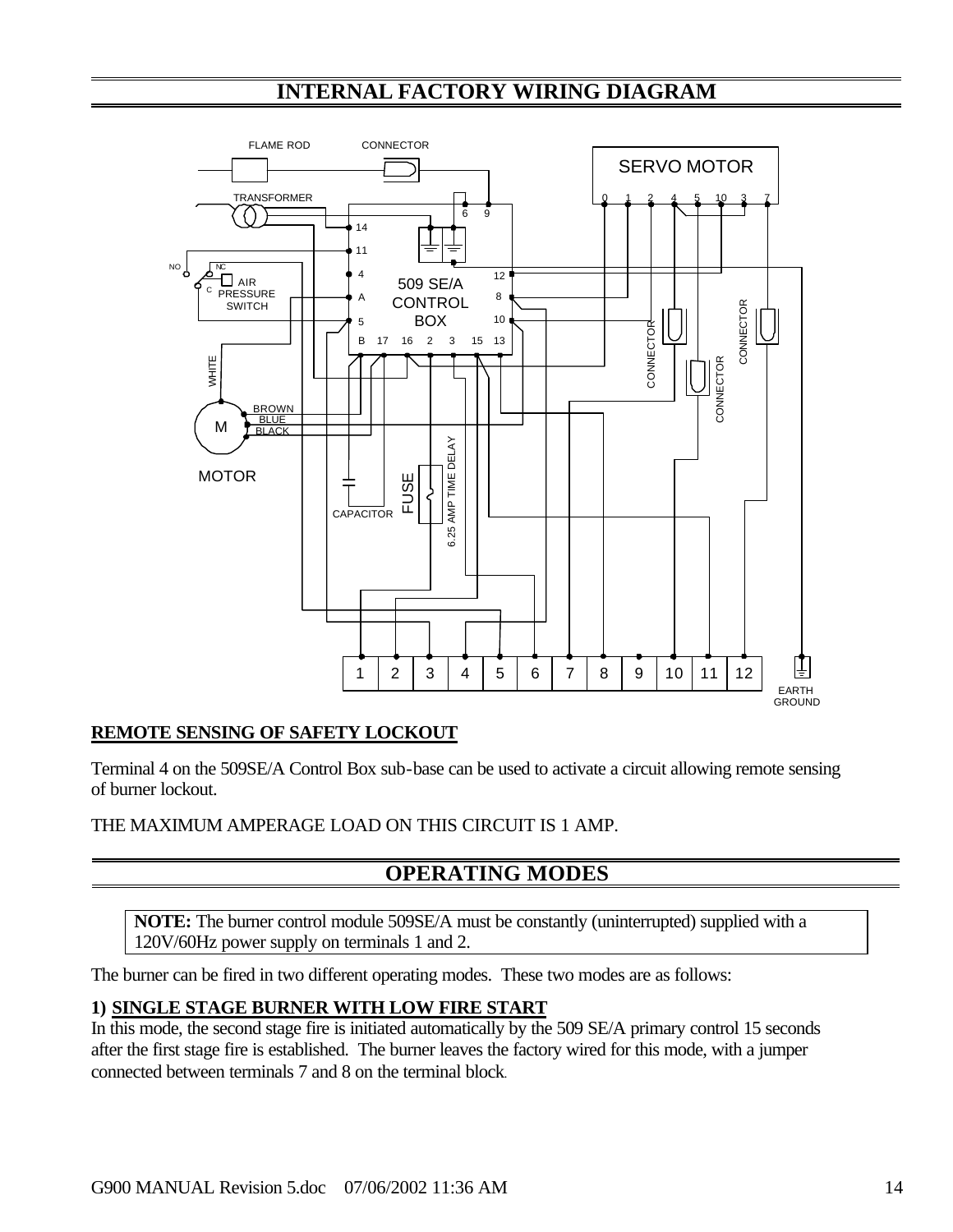## INTERNAL FACTORY WIRING DIAGRAM

FLAME ROD | CONNECTOR | SERVO MOTOR | TRANSFORMER | 509 SE/A CONTROL BOX | AIR PRESSURE SWITCH | MOTOR | CAPACITOR | FUSE | 6.25 AMP TIME DELAY | EARTH GROUND

### REMOTE SENSING OF SAFETY LOCKOUT

Terminal 4 on the 509SE/A Control Box sub-base can be used to activate a circuit allowing remote sensing of burner lockout.

THE MAXIMUM AMPERAGE LOAD ON THIS CIRCUIT IS 1 AMP.

## OPERATING MODES

**NOTE:** The burner control module 509SE/A must be constantly (uninterrupted) supplied with a 120V/60Hz power supply on terminals 1 and 2.

The burner can be fired in two different operating modes. These two modes are as follows:

**1) SINGLE STAGE BURNER WITH LOW FIRE START**

In this mode, the second stage fire is initiated automatically by the 509 SE/A primary control 15 seconds after the first stage fire is established. The burner leaves the factory wired for this mode, with a jumper connected between terminals 7 and 8 on the terminal block.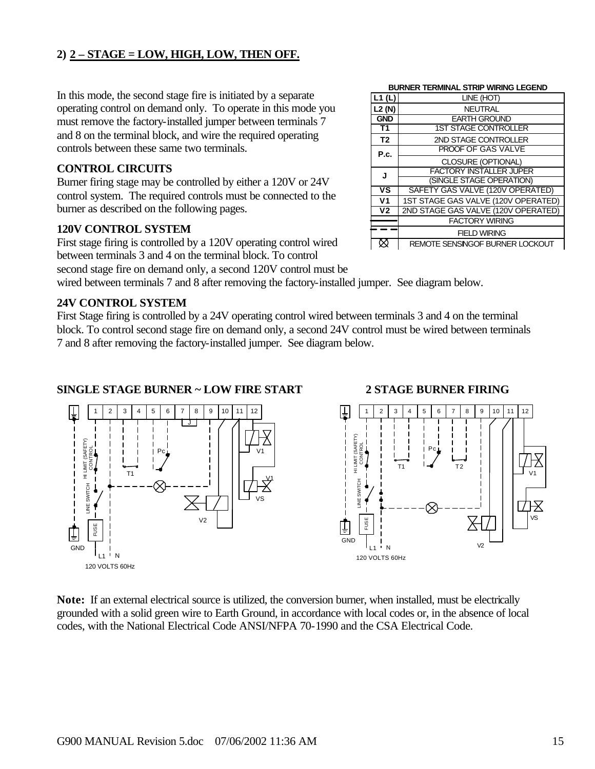## 2) 2 – STAGE = LOW, HIGH, LOW, THEN OFF.

In this mode, the second stage fire is initiated by a separate operating control on demand only. To operate in this mode you must remove the factory-installed jumper between terminals 7 and 8 on the terminal block, and wire the required operating controls between these same two terminals.

**BURNER TERMINAL STRIP WIRING LEGEND**

| | |
|---|---|
| L1 (L) | LINE (HOT) |
| L2 (N) | NEUTRAL |
| GND | EARTH GROUND |
| T1 | 1ST STAGE CONTROLLER |
| T2 | 2ND STAGE CONTROLLER |
| P.c. | PROOF OF GAS VALVE CLOSURE (OPTIONAL) |
| J | FACTORY INSTALLER JUPER (SINGLE STAGE OPERATION) |
| VS | SAFETY GAS VALVE (120V OPERATED) |
| V1 | 1ST STAGE GAS VALVE (120V OPERATED) |
| V2 | 2ND STAGE GAS VALVE (120V OPERATED) |
| ——— | FACTORY WIRING |
| – – – | FIELD WIRING |
| ⊗ | REMOTE SENSINGOF BURNER LOCKOUT |

### CONTROL CIRCUITS

Burner firing stage may be controlled by either a 120V or 24V control system. The required controls must be connected to the burner as described on the following pages.

### 120V CONTROL SYSTEM

First stage firing is controlled by a 120V operating control wired between terminals 3 and 4 on the terminal block. To control second stage fire on demand only, a second 120V control must be wired between terminals 7 and 8 after removing the factory-installed jumper. See diagram below.

### 24V CONTROL SYSTEM

First Stage firing is controlled by a 24V operating control wired between terminals 3 and 4 on the terminal block. To control second stage fire on demand only, a second 24V control must be wired between terminals 7 and 8 after removing the factory-installed jumper. See diagram below.

**SINGLE STAGE BURNER ~ LOW FIRE START**

**2 STAGE BURNER FIRING**

**Note:** If an external electrical source is utilized, the conversion burner, when installed, must be electrically grounded with a solid green wire to Earth Ground, in accordance with local codes or, in the absence of local codes, with the National Electrical Code ANSI/NFPA 70-1990 and the CSA Electrical Code.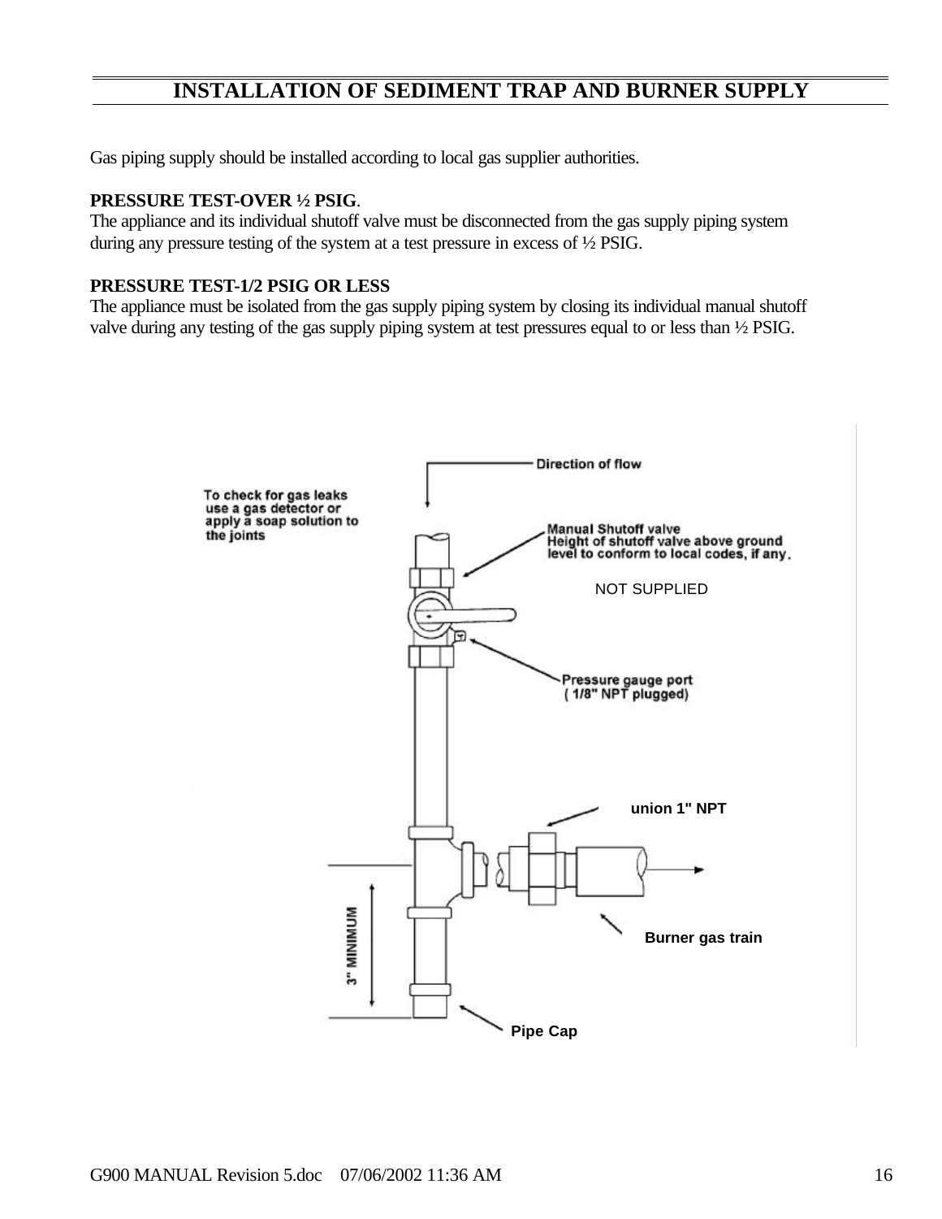# INSTALLATION OF SEDIMENT TRAP AND BURNER SUPPLY

Gas piping supply should be installed according to local gas supplier authorities.

**PRESSURE TEST-OVER ½ PSIG**.
The appliance and its individual shutoff valve must be disconnected from the gas supply piping system during any pressure testing of the system at a test pressure in excess of ½ PSIG.

**PRESSURE TEST-1/2 PSIG OR LESS**
The appliance must be isolated from the gas supply piping system by closing its individual manual shutoff valve during any testing of the gas supply piping system at test pressures equal to or less than ½ PSIG.

Direction of flow

To check for gas leaks use a gas detector or apply a soap solution to the joints

Manual Shutoff valve
Height of shutoff valve above ground level to conform to local codes, if any.

NOT SUPPLIED

Pressure gauge port
( 1/8" NPT plugged)

union 1" NPT

Burner gas train

3" MINIMUM

Pipe Cap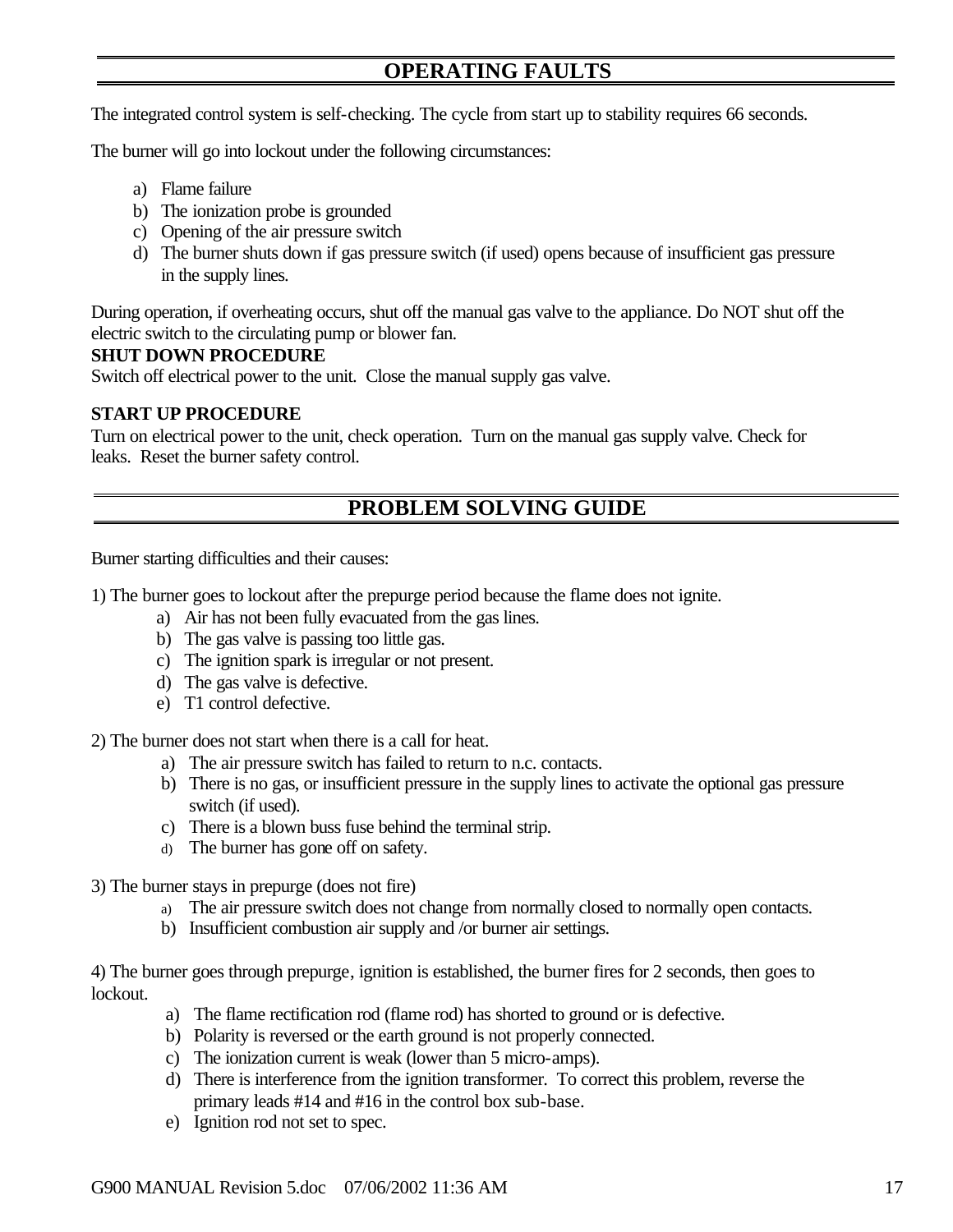## OPERATING FAULTS

The integrated control system is self-checking. The cycle from start up to stability requires 66 seconds.

The burner will go into lockout under the following circumstances:

a) Flame failure
b) The ionization probe is grounded
c) Opening of the air pressure switch
d) The burner shuts down if gas pressure switch (if used) opens because of insufficient gas pressure in the supply lines.

During operation, if overheating occurs, shut off the manual gas valve to the appliance. Do NOT shut off the electric switch to the circulating pump or blower fan.

**SHUT DOWN PROCEDURE**
Switch off electrical power to the unit. Close the manual supply gas valve.

**START UP PROCEDURE**
Turn on electrical power to the unit, check operation. Turn on the manual gas supply valve. Check for leaks. Reset the burner safety control.

## PROBLEM SOLVING GUIDE

Burner starting difficulties and their causes:

1) The burner goes to lockout after the prepurge period because the flame does not ignite.

a) Air has not been fully evacuated from the gas lines.
b) The gas valve is passing too little gas.
c) The ignition spark is irregular or not present.
d) The gas valve is defective.
e) T1 control defective.

2) The burner does not start when there is a call for heat.

a) The air pressure switch has failed to return to n.c. contacts.
b) There is no gas, or insufficient pressure in the supply lines to activate the optional gas pressure switch (if used).
c) There is a blown buss fuse behind the terminal strip.
d) The burner has gone off on safety.

3) The burner stays in prepurge (does not fire)

a) The air pressure switch does not change from normally closed to normally open contacts.
b) Insufficient combustion air supply and /or burner air settings.

4) The burner goes through prepurge, ignition is established, the burner fires for 2 seconds, then goes to lockout.

a) The flame rectification rod (flame rod) has shorted to ground or is defective.
b) Polarity is reversed or the earth ground is not properly connected.
c) The ionization current is weak (lower than 5 micro-amps).
d) There is interference from the ignition transformer. To correct this problem, reverse the primary leads #14 and #16 in the control box sub-base.
e) Ignition rod not set to spec.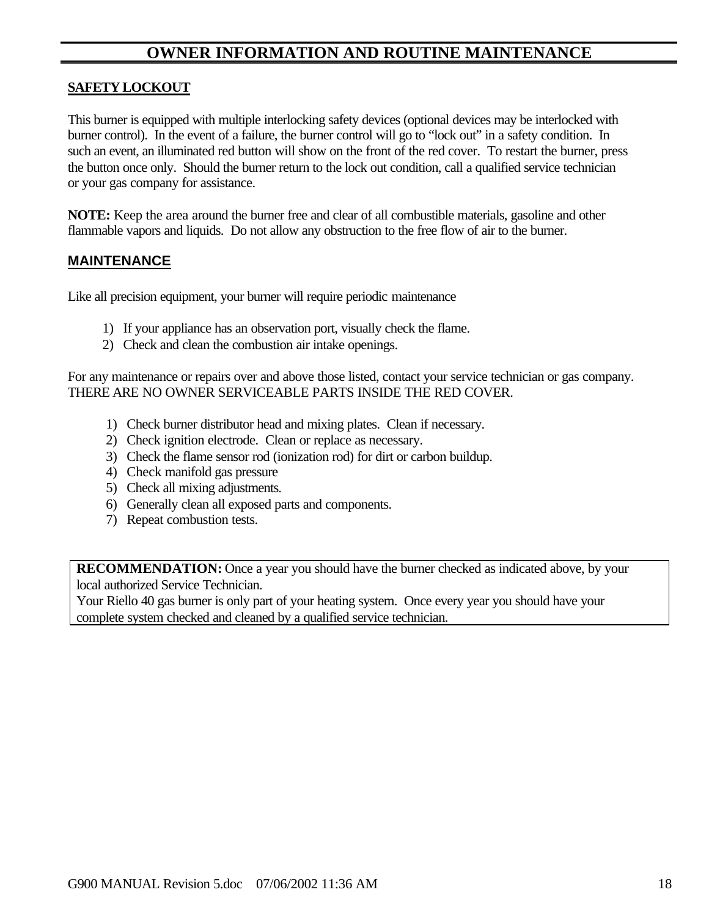# OWNER INFORMATION AND ROUTINE MAINTENANCE

## SAFETY LOCKOUT

This burner is equipped with multiple interlocking safety devices (optional devices may be interlocked with burner control). In the event of a failure, the burner control will go to "lock out" in a safety condition. In such an event, an illuminated red button will show on the front of the red cover. To restart the burner, press the button once only. Should the burner return to the lock out condition, call a qualified service technician or your gas company for assistance.

**NOTE:** Keep the area around the burner free and clear of all combustible materials, gasoline and other flammable vapors and liquids. Do not allow any obstruction to the free flow of air to the burner.

## MAINTENANCE

Like all precision equipment, your burner will require periodic maintenance

1) If your appliance has an observation port, visually check the flame.
2) Check and clean the combustion air intake openings.

For any maintenance or repairs over and above those listed, contact your service technician or gas company. THERE ARE NO OWNER SERVICEABLE PARTS INSIDE THE RED COVER.

1) Check burner distributor head and mixing plates. Clean if necessary.
2) Check ignition electrode. Clean or replace as necessary.
3) Check the flame sensor rod (ionization rod) for dirt or carbon buildup.
4) Check manifold gas pressure
5) Check all mixing adjustments.
6) Generally clean all exposed parts and components.
7) Repeat combustion tests.

**RECOMMENDATION:** Once a year you should have the burner checked as indicated above, by your local authorized Service Technician.
Your Riello 40 gas burner is only part of your heating system. Once every year you should have your complete system checked and cleaned by a qualified service technician.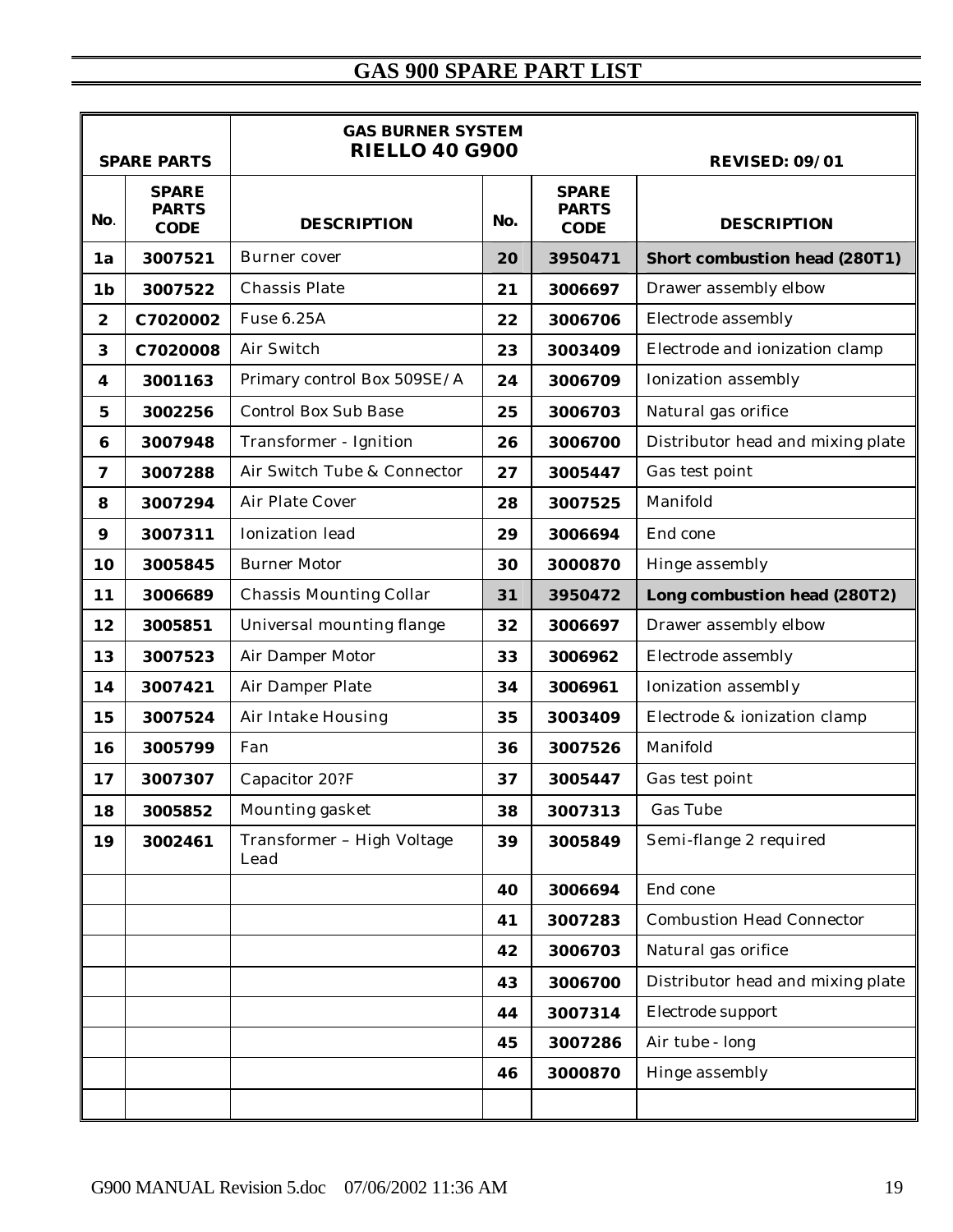# GAS 900 SPARE PART LIST

| SPARE PARTS | | GAS BURNER SYSTEM **RIELLO 40 G900** | | | REVISED: 09/01 |
|---|---|---|---|---|---|
| **No.** | **SPARE PARTS CODE** | **DESCRIPTION** | **No.** | **SPARE PARTS CODE** | **DESCRIPTION** |
| **1a** | **3007521** | Burner cover | **20** | **3950471** | **Short combustion head (280T1)** |
| **1b** | **3007522** | Chassis Plate | **21** | **3006697** | Drawer assembly elbow |
| **2** | **C7020002** | Fuse 6.25A | **22** | **3006706** | Electrode assembly |
| **3** | **C7020008** | Air Switch | **23** | **3003409** | Electrode and ionization clamp |
| **4** | **3001163** | Primary control Box 509SE/A | **24** | **3006709** | Ionization assembly |
| **5** | **3002256** | Control Box Sub Base | **25** | **3006703** | Natural gas orifice |
| **6** | **3007948** | Transformer - Ignition | **26** | **3006700** | Distributor head and mixing plate |
| **7** | **3007288** | Air Switch Tube & Connector | **27** | **3005447** | Gas test point |
| **8** | **3007294** | Air Plate Cover | **28** | **3007525** | Manifold |
| **9** | **3007311** | Ionization lead | **29** | **3006694** | End cone |
| **10** | **3005845** | Burner Motor | **30** | **3000870** | Hinge assembly |
| **11** | **3006689** | Chassis Mounting Collar | **31** | **3950472** | **Long combustion head (280T2)** |
| **12** | **3005851** | Universal mounting flange | **32** | **3006697** | Drawer assembly elbow |
| **13** | **3007523** | Air Damper Motor | **33** | **3006962** | Electrode assembly |
| **14** | **3007421** | Air Damper Plate | **34** | **3006961** | Ionization assembly |
| **15** | **3007524** | Air Intake Housing | **35** | **3003409** | Electrode & ionization clamp |
| **16** | **3005799** | Fan | **36** | **3007526** | Manifold |
| **17** | **3007307** | Capacitor 20?F | **37** | **3005447** | Gas test point |
| **18** | **3005852** | Mounting gasket | **38** | **3007313** | Gas Tube |
| **19** | **3002461** | Transformer – High Voltage Lead | **39** | **3005849** | Semi-flange 2 required |
| | | | **40** | **3006694** | End cone |
| | | | **41** | **3007283** | Combustion Head Connector |
| | | | **42** | **3006703** | Natural gas orifice |
| | | | **43** | **3006700** | Distributor head and mixing plate |
| | | | **44** | **3007314** | Electrode support |
| | | | **45** | **3007286** | Air tube - long |
| | | | **46** | **3000870** | Hinge assembly |
| | | | | | |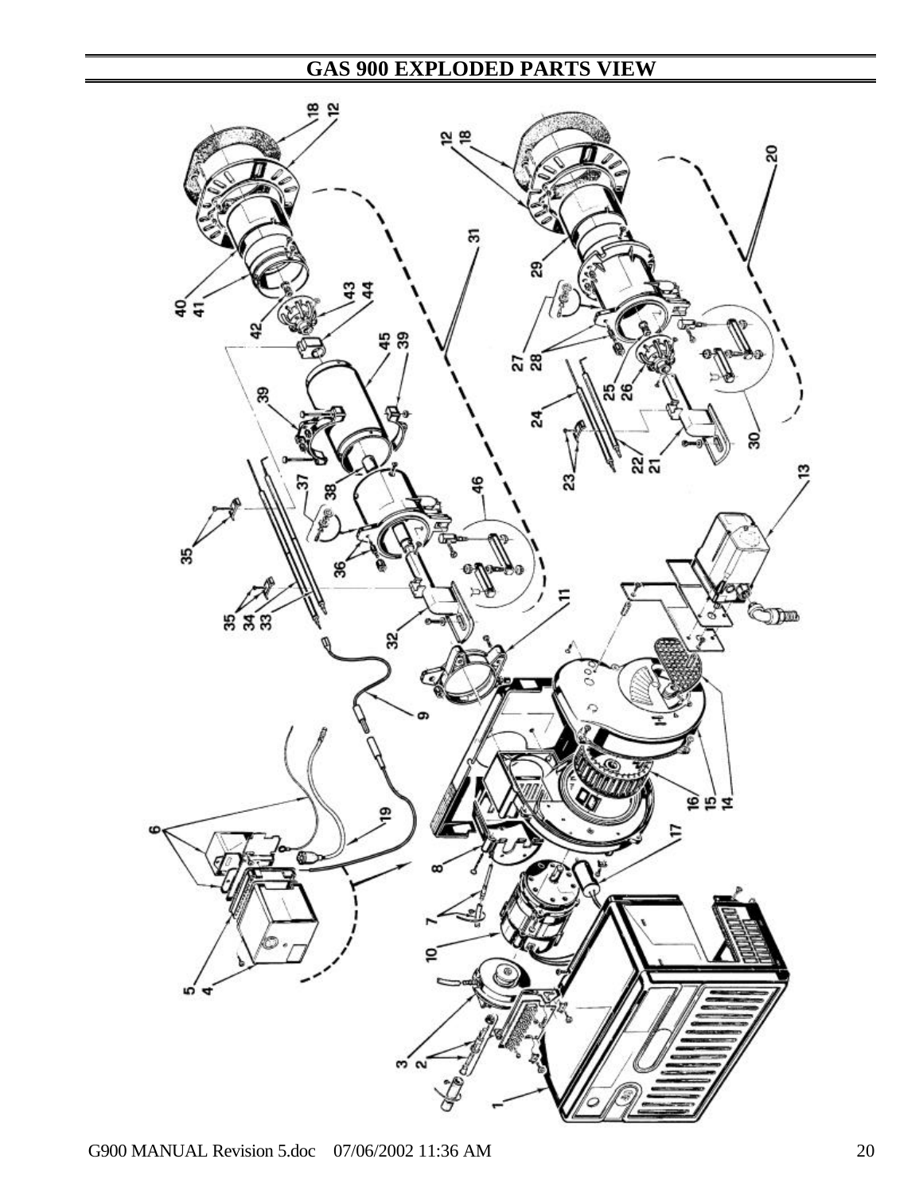# GAS 900 EXPLODED PARTS VIEW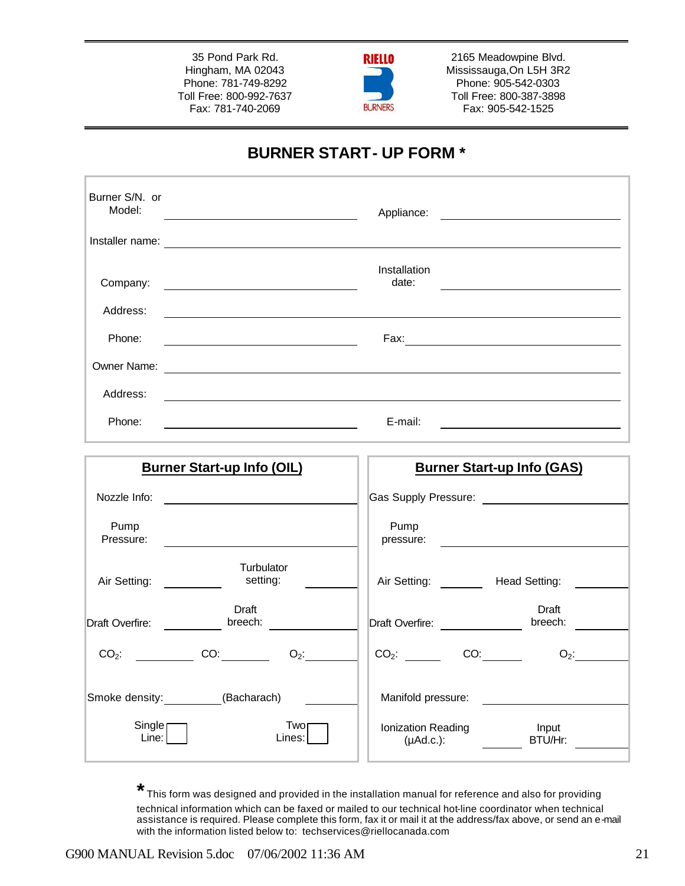35 Pond Park Rd.
Hingham, MA 02043
Phone: 781-749-8292
Toll Free: 800-992-7637
Fax: 781-740-2069

RIELLO BURNERS

2165 Meadowpine Blvd.
Mississauga,On L5H 3R2
Phone: 905-542-0303
Toll Free: 800-387-3898
Fax: 905-542-1525

# BURNER START- UP FORM *

| | | | |
|---|---|---|---|
| Burner S/N. or Model: | | Appliance: | |
| Installer name: | | | |
| Company: | | Installation date: | |
| Address: | | | |
| Phone: | | Fax: | |
| Owner Name: | | | |
| Address: | | | |
| Phone: | | E-mail: | |

## Burner Start-up Info (OIL)

| | | | | | |
|---|---|---|---|---|---|
| Nozzle Info: | | | | | |
| Pump Pressure: | | | | | |
| Air Setting: | | Turbulator setting: | | | |
| Draft Overfire: | | Draft breech: | | | |
| $CO_2$: | | CO: | | $O_2$: | |
| Smoke density: | | (Bacharach) | | | |
| Single Line: | ☐ | Two Lines: | ☐ | | |

## Burner Start-up Info (GAS)

| | | | | | |
|---|---|---|---|---|---|
| Gas Supply Pressure: | | | | | |
| Pump pressure: | | | | | |
| Air Setting: | | Head Setting: | | | |
| Draft Overfire: | | Draft breech: | | | |
| $CO_2$: | | CO: | | $O_2$: | |
| Manifold pressure: | | | | | |
| Ionization Reading (µAd.c.): | | Input BTU/Hr: | | | |

* This form was designed and provided in the installation manual for reference and also for providing technical information which can be faxed or mailed to our technical hot-line coordinator when technical assistance is required. Please complete this form, fax it or mail it at the address/fax above, or send an e-mail with the information listed below to: techservices@riellocanada.com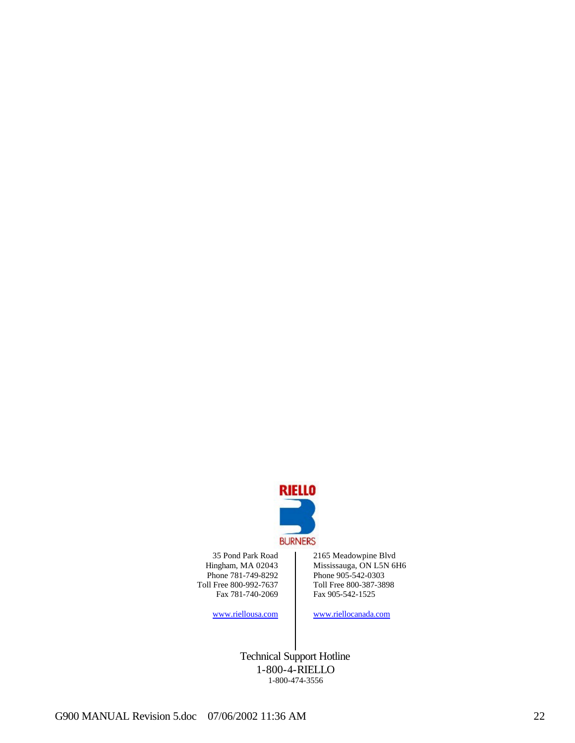RIELLO BURNERS

35 Pond Park Road
Hingham, MA 02043
Phone 781-749-8292
Toll Free 800-992-7637
Fax 781-740-2069

www.riellousa.com

2165 Meadowpine Blvd
Mississauga, ON L5N 6H6
Phone 905-542-0303
Toll Free 800-387-3898
Fax 905-542-1525

www.riellocanada.com

Technical Support Hotline
1-800-4-RIELLO
1-800-474-3556

G900 MANUAL Revision 5.doc 07/06/2002 11:36 AM